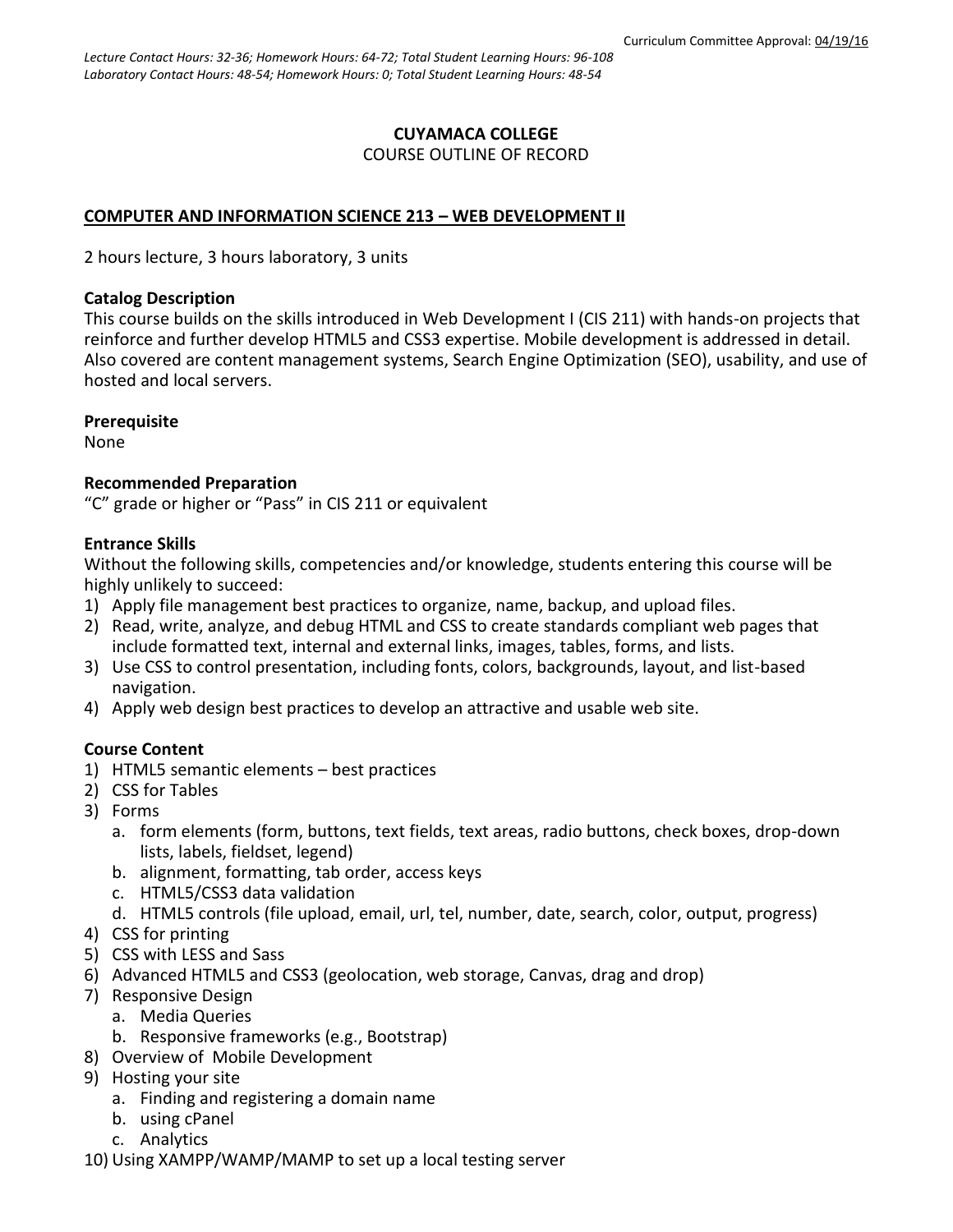Curriculum Committee Approval: 04/19/16

*Lecture Contact Hours: 32-36; Homework Hours: 64-72; Total Student Learning Hours: 96-108*
*Laboratory Contact Hours: 48-54; Homework Hours: 0; Total Student Learning Hours: 48-54*

# CUYAMACA COLLEGE

COURSE OUTLINE OF RECORD

## COMPUTER AND INFORMATION SCIENCE 213 – WEB DEVELOPMENT II

2 hours lecture, 3 hours laboratory, 3 units

**Catalog Description**
This course builds on the skills introduced in Web Development I (CIS 211) with hands-on projects that reinforce and further develop HTML5 and CSS3 expertise. Mobile development is addressed in detail. Also covered are content management systems, Search Engine Optimization (SEO), usability, and use of hosted and local servers.

**Prerequisite**
None

**Recommended Preparation**
"C" grade or higher or "Pass" in CIS 211 or equivalent

**Entrance Skills**
Without the following skills, competencies and/or knowledge, students entering this course will be highly unlikely to succeed:

1) Apply file management best practices to organize, name, backup, and upload files.
2) Read, write, analyze, and debug HTML and CSS to create standards compliant web pages that include formatted text, internal and external links, images, tables, forms, and lists.
3) Use CSS to control presentation, including fonts, colors, backgrounds, layout, and list-based navigation.
4) Apply web design best practices to develop an attractive and usable web site.

**Course Content**

1) HTML5 semantic elements – best practices
2) CSS for Tables
3) Forms
   a. form elements (form, buttons, text fields, text areas, radio buttons, check boxes, drop-down lists, labels, fieldset, legend)
   b. alignment, formatting, tab order, access keys
   c. HTML5/CSS3 data validation
   d. HTML5 controls (file upload, email, url, tel, number, date, search, color, output, progress)
4) CSS for printing
5) CSS with LESS and Sass
6) Advanced HTML5 and CSS3 (geolocation, web storage, Canvas, drag and drop)
7) Responsive Design
   a. Media Queries
   b. Responsive frameworks (e.g., Bootstrap)
8) Overview of Mobile Development
9) Hosting your site
   a. Finding and registering a domain name
   b. using cPanel
   c. Analytics
10) Using XAMPP/WAMP/MAMP to set up a local testing server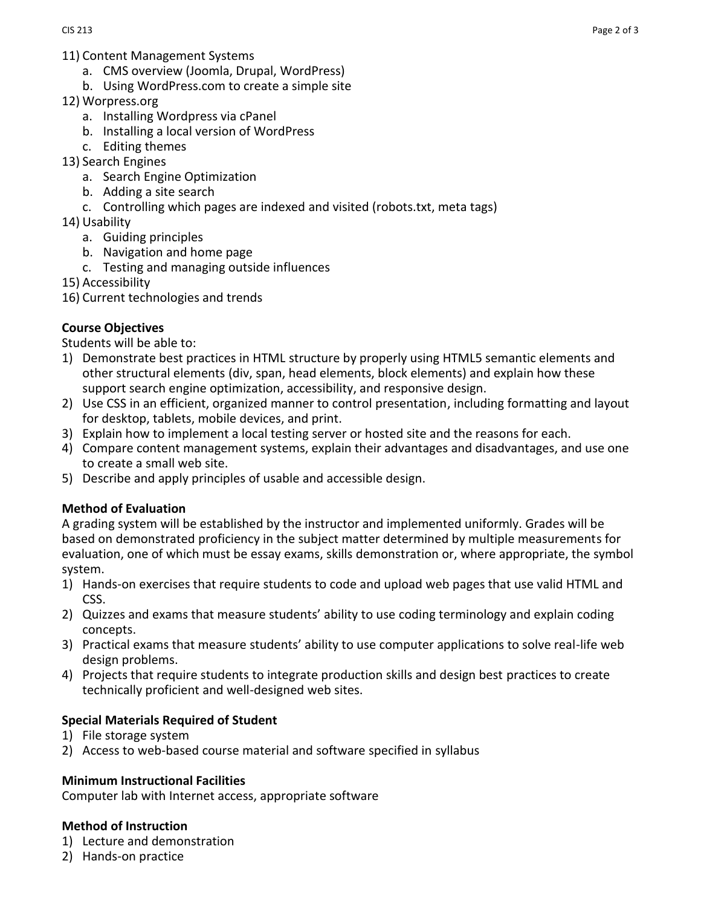11) Content Management Systems
    a. CMS overview (Joomla, Drupal, WordPress)
    b. Using WordPress.com to create a simple site
12) Worpress.org
    a. Installing Wordpress via cPanel
    b. Installing a local version of WordPress
    c. Editing themes
13) Search Engines
    a. Search Engine Optimization
    b. Adding a site search
    c. Controlling which pages are indexed and visited (robots.txt, meta tags)
14) Usability
    a. Guiding principles
    b. Navigation and home page
    c. Testing and managing outside influences
15) Accessibility
16) Current technologies and trends

**Course Objectives**

Students will be able to:

1) Demonstrate best practices in HTML structure by properly using HTML5 semantic elements and other structural elements (div, span, head elements, block elements) and explain how these support search engine optimization, accessibility, and responsive design.
2) Use CSS in an efficient, organized manner to control presentation, including formatting and layout for desktop, tablets, mobile devices, and print.
3) Explain how to implement a local testing server or hosted site and the reasons for each.
4) Compare content management systems, explain their advantages and disadvantages, and use one to create a small web site.
5) Describe and apply principles of usable and accessible design.

**Method of Evaluation**

A grading system will be established by the instructor and implemented uniformly. Grades will be based on demonstrated proficiency in the subject matter determined by multiple measurements for evaluation, one of which must be essay exams, skills demonstration or, where appropriate, the symbol system.

1) Hands-on exercises that require students to code and upload web pages that use valid HTML and CSS.
2) Quizzes and exams that measure students' ability to use coding terminology and explain coding concepts.
3) Practical exams that measure students' ability to use computer applications to solve real-life web design problems.
4) Projects that require students to integrate production skills and design best practices to create technically proficient and well-designed web sites.

**Special Materials Required of Student**

1) File storage system
2) Access to web-based course material and software specified in syllabus

**Minimum Instructional Facilities**

Computer lab with Internet access, appropriate software

**Method of Instruction**

1) Lecture and demonstration
2) Hands-on practice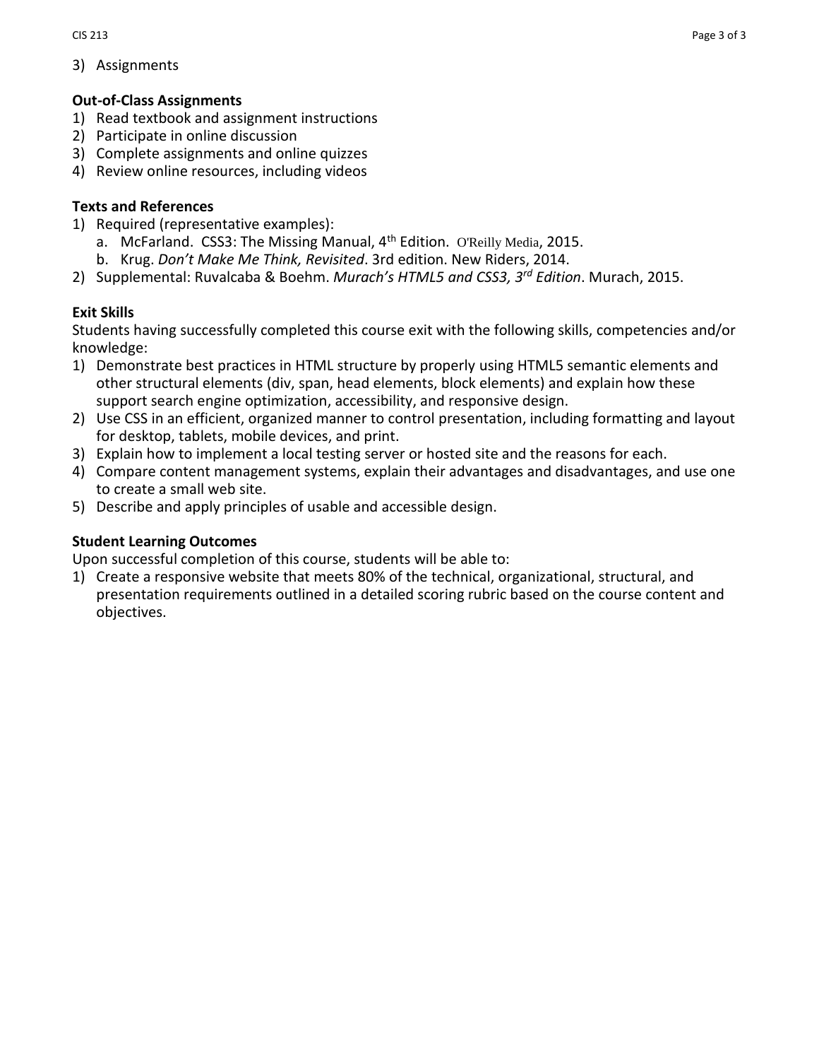3) Assignments

**Out-of-Class Assignments**
1) Read textbook and assignment instructions
2) Participate in online discussion
3) Complete assignments and online quizzes
4) Review online resources, including videos

**Texts and References**
1) Required (representative examples):
   a. McFarland. CSS3: The Missing Manual, 4th Edition. O'Reilly Media, 2015.
   b. Krug. *Don't Make Me Think, Revisited*. 3rd edition. New Riders, 2014.
2) Supplemental: Ruvalcaba & Boehm. *Murach's HTML5 and CSS3, 3rd Edition*. Murach, 2015.

**Exit Skills**
Students having successfully completed this course exit with the following skills, competencies and/or knowledge:
1) Demonstrate best practices in HTML structure by properly using HTML5 semantic elements and other structural elements (div, span, head elements, block elements) and explain how these support search engine optimization, accessibility, and responsive design.
2) Use CSS in an efficient, organized manner to control presentation, including formatting and layout for desktop, tablets, mobile devices, and print.
3) Explain how to implement a local testing server or hosted site and the reasons for each.
4) Compare content management systems, explain their advantages and disadvantages, and use one to create a small web site.
5) Describe and apply principles of usable and accessible design.

**Student Learning Outcomes**
Upon successful completion of this course, students will be able to:
1) Create a responsive website that meets 80% of the technical, organizational, structural, and presentation requirements outlined in a detailed scoring rubric based on the course content and objectives.